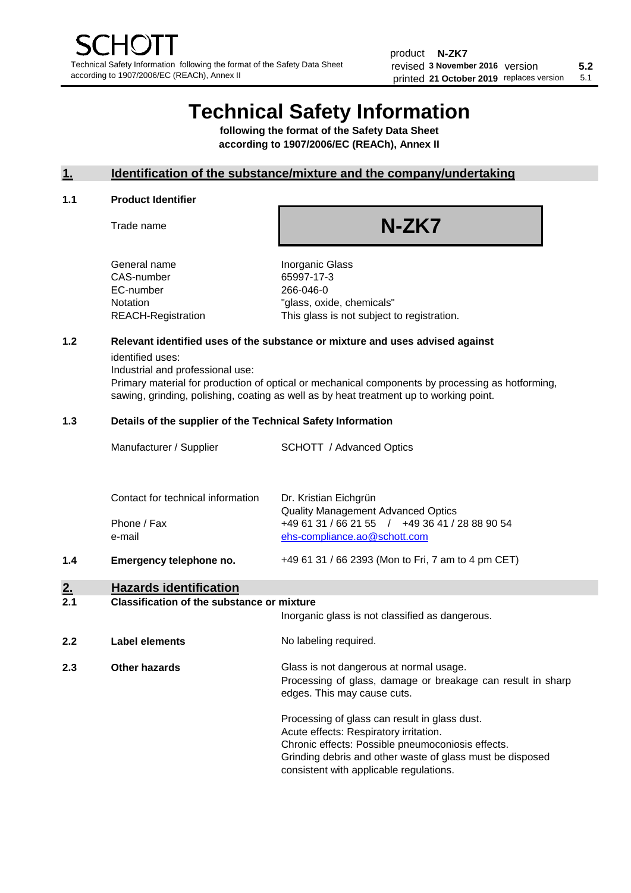# Technical Safety Information

**following the format of the Safety Data Sheet according to 1907/2006/EC (REACh), Annex II**

## 1. Identification of the substance/mixture and the company/undertaking

### 1.1 Product Identifier

| | |
|---|---|
| Trade name | **N-ZK7** |
| General name | Inorganic Glass |
| CAS-number | 65997-17-3 |
| EC-number | 266-046-0 |
| Notation | "glass, oxide, chemicals" |
| REACH-Registration | This glass is not subject to registration. |

### 1.2 Relevant identified uses of the substance or mixture and uses advised against

identified uses:
Industrial and professional use:
Primary material for production of optical or mechanical components by processing as hotforming, sawing, grinding, polishing, coating as well as by heat treatment up to working point.

### 1.3 Details of the supplier of the Technical Safety Information

| | |
|---|---|
| Manufacturer / Supplier | SCHOTT / Advanced Optics |
| Contact for technical information | Dr. Kristian Eichgrün<br>Quality Management Advanced Optics |
| Phone / Fax | +49 61 31 / 66 21 55 / +49 36 41 / 28 88 90 54 |
| e-mail | ehs-compliance.ao@schott.com |

### 1.4 Emergency telephone no.

+49 61 31 / 66 2393 (Mon to Fri, 7 am to 4 pm CET)

## 2. Hazards identification

### 2.1 Classification of the substance or mixture

Inorganic glass is not classified as dangerous.

### 2.2 Label elements

No labeling required.

### 2.3 Other hazards

Glass is not dangerous at normal usage.
Processing of glass, damage or breakage can result in sharp edges. This may cause cuts.

Processing of glass can result in glass dust.
Acute effects: Respiratory irritation.
Chronic effects: Possible pneumoconiosis effects.
Grinding debris and other waste of glass must be disposed consistent with applicable regulations.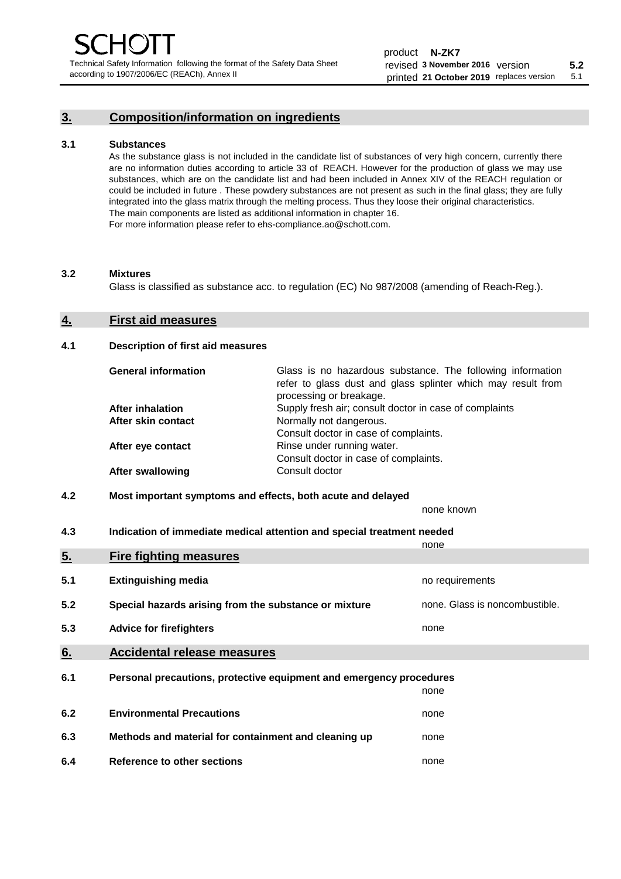## 3. Composition/information on ingredients

**3.1 Substances**

As the substance glass is not included in the candidate list of substances of very high concern, currently there are no information duties according to article 33 of REACH. However for the production of glass we may use substances, which are on the candidate list and had been included in Annex XIV of the REACH regulation or could be included in future . These powdery substances are not present as such in the final glass; they are fully integrated into the glass matrix through the melting process. Thus they loose their original characteristics. The main components are listed as additional information in chapter 16. For more information please refer to ehs-compliance.ao@schott.com.

**3.2 Mixtures**

Glass is classified as substance acc. to regulation (EC) No 987/2008 (amending of Reach-Reg.).

## 4. First aid measures

**4.1 Description of first aid measures**

| | |
|---|---|
| **General information** | Glass is no hazardous substance. The following information refer to glass dust and glass splinter which may result from processing or breakage. |
| **After inhalation** | Supply fresh air; consult doctor in case of complaints |
| **After skin contact** | Normally not dangerous. Consult doctor in case of complaints. |
| **After eye contact** | Rinse under running water. Consult doctor in case of complaints. |
| **After swallowing** | Consult doctor |

**4.2 Most important symptoms and effects, both acute and delayed**

none known

**4.3 Indication of immediate medical attention and special treatment needed**

none

## 5. Fire fighting measures

| | | |
|---|---|---|
| **5.1** | **Extinguishing media** | no requirements |
| **5.2** | **Special hazards arising from the substance or mixture** | none. Glass is noncombustible. |
| **5.3** | **Advice for firefighters** | none |

## 6. Accidental release measures

| | | |
|---|---|---|
| **6.1** | **Personal precautions, protective equipment and emergency procedures** | none |
| **6.2** | **Environmental Precautions** | none |
| **6.3** | **Methods and material for containment and cleaning up** | none |
| **6.4** | **Reference to other sections** | none |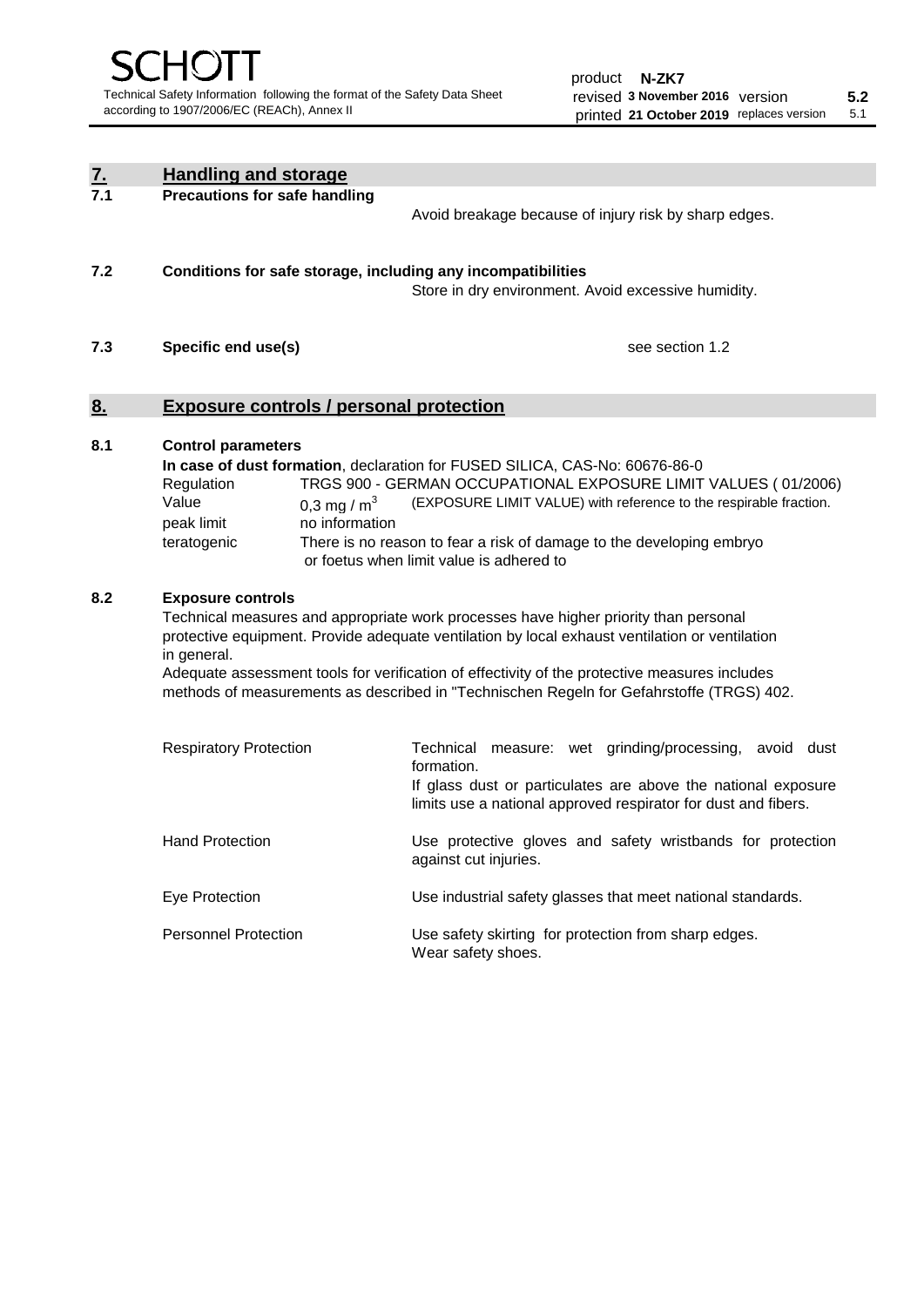## 7. Handling and storage

### 7.1 Precautions for safe handling

Avoid breakage because of injury risk by sharp edges.

### 7.2 Conditions for safe storage, including any incompatibilities

Store in dry environment. Avoid excessive humidity.

### 7.3 Specific end use(s)

see section 1.2

## 8. Exposure controls / personal protection

### 8.1 Control parameters

**In case of dust formation**, declaration for FUSED SILICA, CAS-No: 60676-86-0

| | | |
|---|---|---|
| Regulation | TRGS 900 - GERMAN OCCUPATIONAL EXPOSURE LIMIT VALUES ( 01/2006) | |
| Value | 0,3 mg / $m^3$ | (EXPOSURE LIMIT VALUE) with reference to the respirable fraction. |
| peak limit | no information | |
| teratogenic | There is no reason to fear a risk of damage to the developing embryo or foetus when limit value is adhered to | |

### 8.2 Exposure controls

Technical measures and appropriate work processes have higher priority than personal protective equipment. Provide adequate ventilation by local exhaust ventilation or ventilation in general.

Adequate assessment tools for verification of effectivity of the protective measures includes methods of measurements as described in "Technischen Regeln for Gefahrstoffe (TRGS) 402.

| | |
|---|---|
| Respiratory Protection | Technical measure: wet grinding/processing, avoid dust formation. If glass dust or particulates are above the national exposure limits use a national approved respirator for dust and fibers. |
| Hand Protection | Use protective gloves and safety wristbands for protection against cut injuries. |
| Eye Protection | Use industrial safety glasses that meet national standards. |
| Personnel Protection | Use safety skirting for protection from sharp edges. Wear safety shoes. |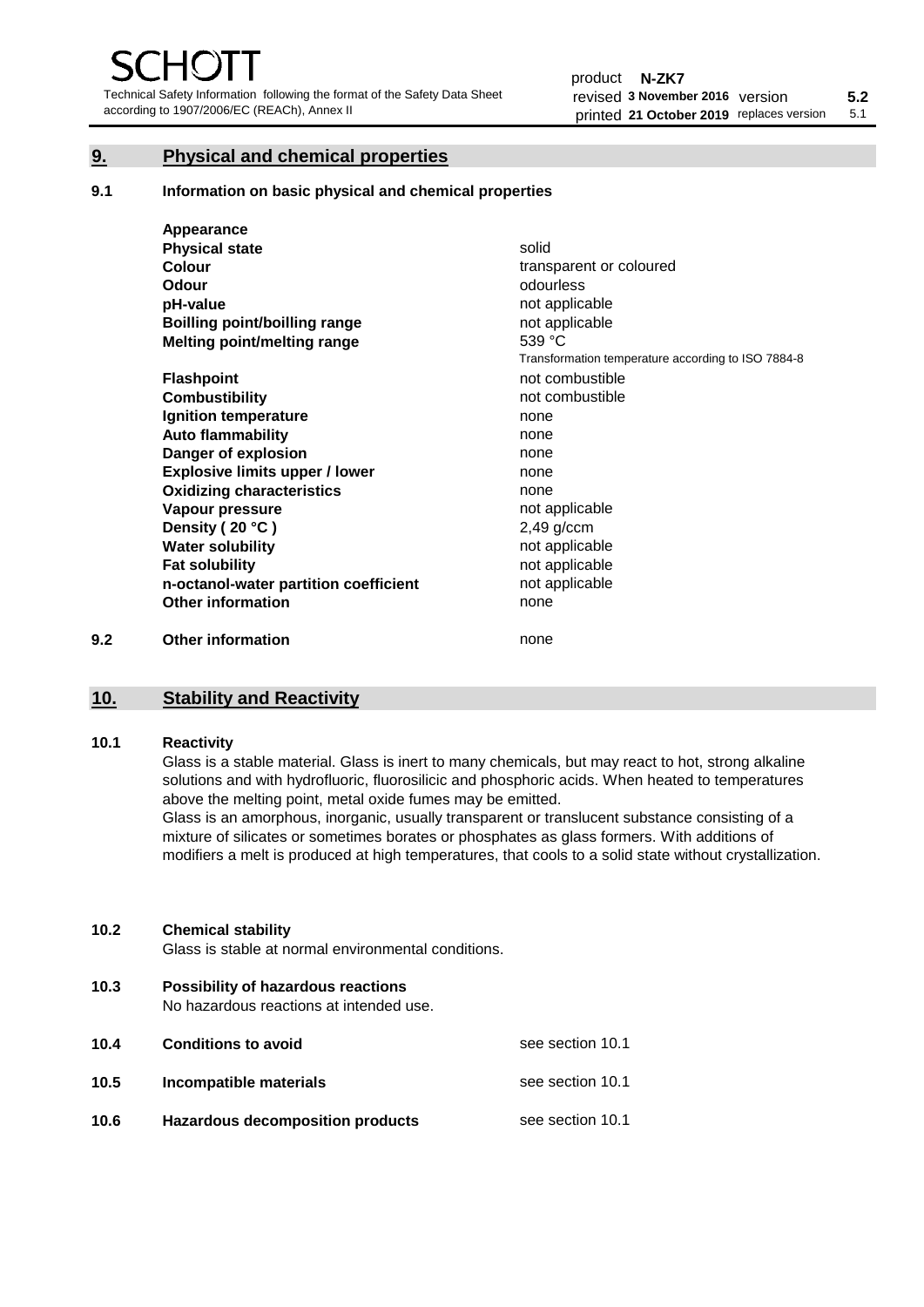## 9. Physical and chemical properties

### 9.1 Information on basic physical and chemical properties

| | |
|---|---|
| **Appearance** | |
| **Physical state** | solid |
| **Colour** | transparent or coloured |
| **Odour** | odourless |
| **pH-value** | not applicable |
| **Boilling point/boilling range** | not applicable |
| **Melting point/melting range** | 539 °C<br>Transformation temperature according to ISO 7884-8 |
| **Flashpoint** | not combustible |
| **Combustibility** | not combustible |
| **Ignition temperature** | none |
| **Auto flammability** | none |
| **Danger of explosion** | none |
| **Explosive limits upper / lower** | none |
| **Oxidizing characteristics** | none |
| **Vapour pressure** | not applicable |
| **Density ( 20 °C )** | 2,49 g/ccm |
| **Water solubility** | not applicable |
| **Fat solubility** | not applicable |
| **n-octanol-water partition coefficient** | not applicable |
| **Other information** | none |

### 9.2 Other information

none

## 10. Stability and Reactivity

### 10.1 Reactivity

Glass is a stable material. Glass is inert to many chemicals, but may react to hot, strong alkaline solutions and with hydrofluoric, fluorosilicic and phosphoric acids. When heated to temperatures above the melting point, metal oxide fumes may be emitted.

Glass is an amorphous, inorganic, usually transparent or translucent substance consisting of a mixture of silicates or sometimes borates or phosphates as glass formers. With additions of modifiers a melt is produced at high temperatures, that cools to a solid state without crystallization.

### 10.2 Chemical stability

Glass is stable at normal environmental conditions.

### 10.3 Possibility of hazardous reactions

No hazardous reactions at intended use.

### 10.4 Conditions to avoid

see section 10.1

### 10.5 Incompatible materials

see section 10.1

### 10.6 Hazardous decomposition products

see section 10.1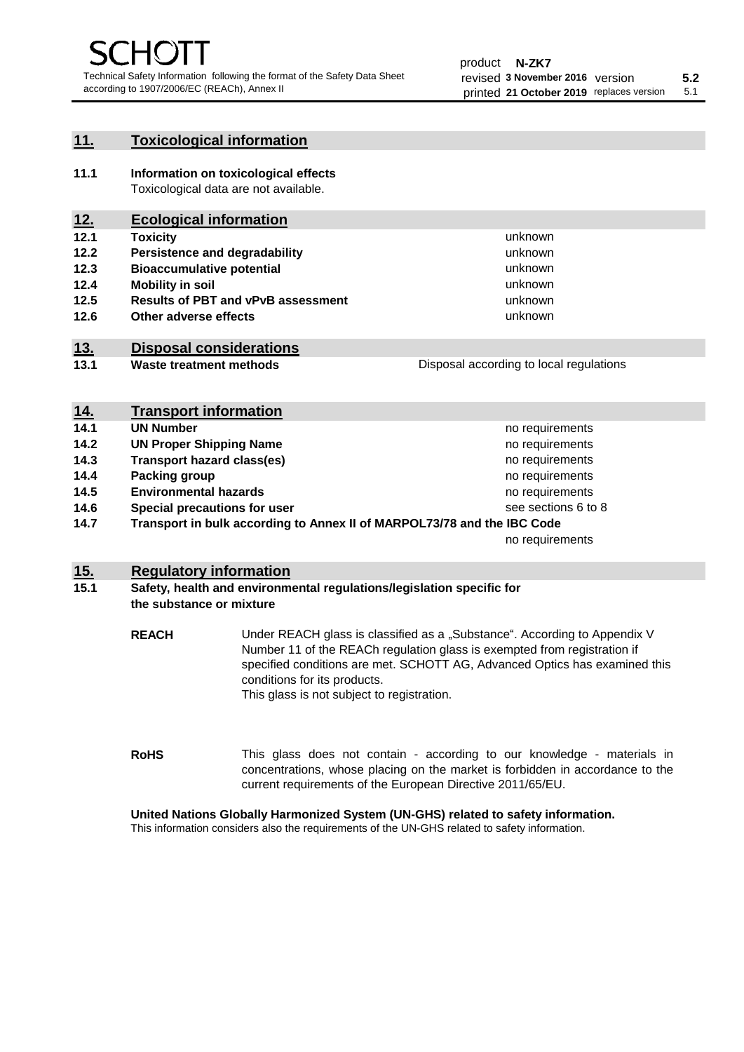## 11. Toxicological information

**11.1 Information on toxicological effects**
Toxicological data are not available.

## 12. Ecological information

| | | |
|---|---|---|
| **12.1** | **Toxicity** | unknown |
| **12.2** | **Persistence and degradability** | unknown |
| **12.3** | **Bioaccumulative potential** | unknown |
| **12.4** | **Mobility in soil** | unknown |
| **12.5** | **Results of PBT and vPvB assessment** | unknown |
| **12.6** | **Other adverse effects** | unknown |

## 13. Disposal considerations

| | | |
|---|---|---|
| **13.1** | **Waste treatment methods** | Disposal according to local regulations |

## 14. Transport information

| | | |
|---|---|---|
| **14.1** | **UN Number** | no requirements |
| **14.2** | **UN Proper Shipping Name** | no requirements |
| **14.3** | **Transport hazard class(es)** | no requirements |
| **14.4** | **Packing group** | no requirements |
| **14.5** | **Environmental hazards** | no requirements |
| **14.6** | **Special precautions for user** | see sections 6 to 8 |
| **14.7** | **Transport in bulk according to Annex II of MARPOL73/78 and the IBC Code** | no requirements |

## 15. Regulatory information

**15.1 Safety, health and environmental regulations/legislation specific for the substance or mixture**

**REACH** Under REACH glass is classified as a „Substance". According to Appendix V Number 11 of the REACh regulation glass is exempted from registration if specified conditions are met. SCHOTT AG, Advanced Optics has examined this conditions for its products.
This glass is not subject to registration.

**RoHS** This glass does not contain - according to our knowledge - materials in concentrations, whose placing on the market is forbidden in accordance to the current requirements of the European Directive 2011/65/EU.

**United Nations Globally Harmonized System (UN-GHS) related to safety information.**
This information considers also the requirements of the UN-GHS related to safety information.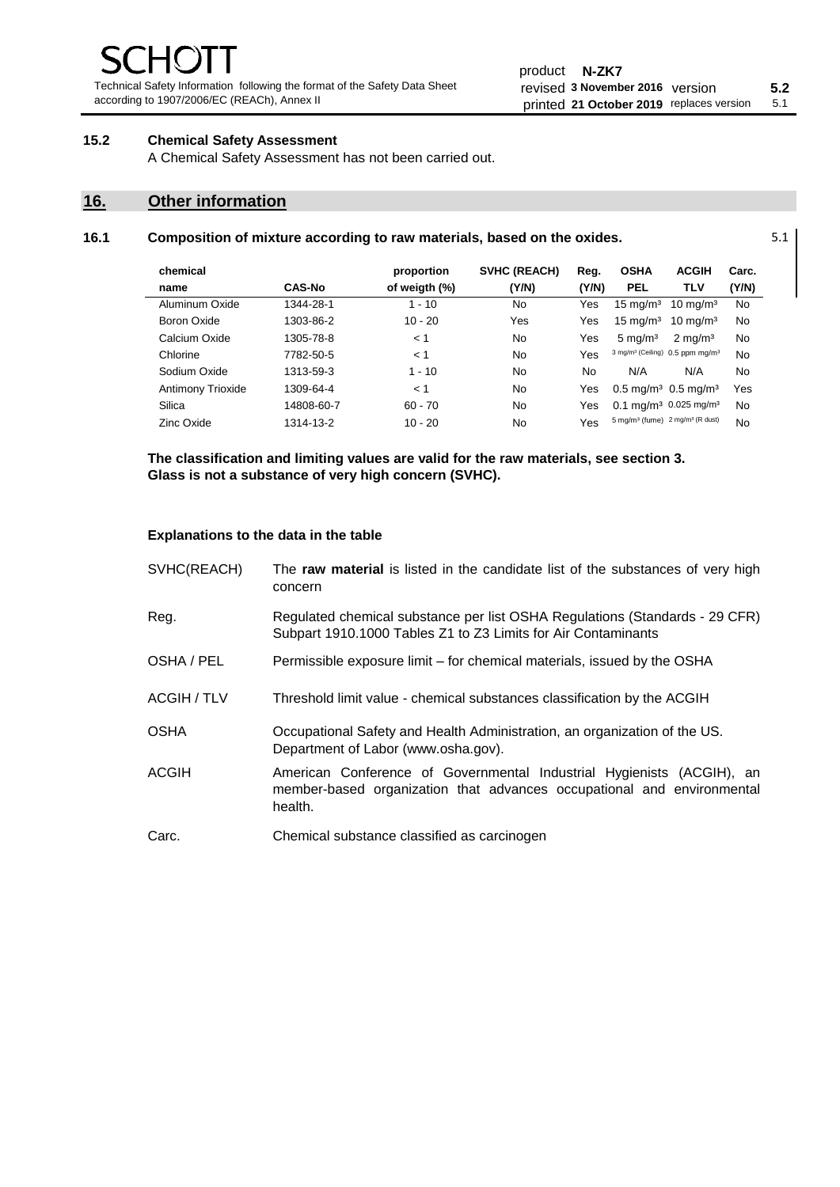### 15.2 Chemical Safety Assessment

A Chemical Safety Assessment has not been carried out.

## 16. Other information

### 16.1 Composition of mixture according to raw materials, based on the oxides.

5.1

| chemical name | CAS-No | proportion of weigth (%) | SVHC (REACH) (Y/N) | Reg. (Y/N) | OSHA PEL | ACGIH TLV | Carc. (Y/N) |
|---|---|---|---|---|---|---|---|
| Aluminum Oxide | 1344-28-1 | 1 - 10 | No | Yes | 15 mg/m³ | 10 mg/m³ | No |
| Boron Oxide | 1303-86-2 | 10 - 20 | Yes | Yes | 15 mg/m³ | 10 mg/m³ | No |
| Calcium Oxide | 1305-78-8 | < 1 | No | Yes | 5 mg/m³ | 2 mg/m³ | No |
| Chlorine | 7782-50-5 | < 1 | No | Yes | 3 mg/m³ (Ceiling) | 0.5 ppm mg/m³ | No |
| Sodium Oxide | 1313-59-3 | 1 - 10 | No | No | N/A | N/A | No |
| Antimony Trioxide | 1309-64-4 | < 1 | No | Yes | 0.5 mg/m³ | 0.5 mg/m³ | Yes |
| Silica | 14808-60-7 | 60 - 70 | No | Yes | 0.1 mg/m³ | 0.025 mg/m³ | No |
| Zinc Oxide | 1314-13-2 | 10 - 20 | No | Yes | 5 mg/m³ (fume) | 2 mg/m³ (R dust) | No |

**The classification and limiting values are valid for the raw materials, see section 3.**
**Glass is not a substance of very high concern (SVHC).**

**Explanations to the data in the table**

| | |
|---|---|
| SVHC(REACH) | The **raw material** is listed in the candidate list of the substances of very high concern |
| Reg. | Regulated chemical substance per list OSHA Regulations (Standards - 29 CFR) Subpart 1910.1000 Tables Z1 to Z3 Limits for Air Contaminants |
| OSHA / PEL | Permissible exposure limit – for chemical materials, issued by the OSHA |
| ACGIH / TLV | Threshold limit value - chemical substances classification by the ACGIH |
| OSHA | Occupational Safety and Health Administration, an organization of the US. Department of Labor (www.osha.gov). |
| ACGIH | American Conference of Governmental Industrial Hygienists (ACGIH), an member-based organization that advances occupational and environmental health. |
| Carc. | Chemical substance classified as carcinogen |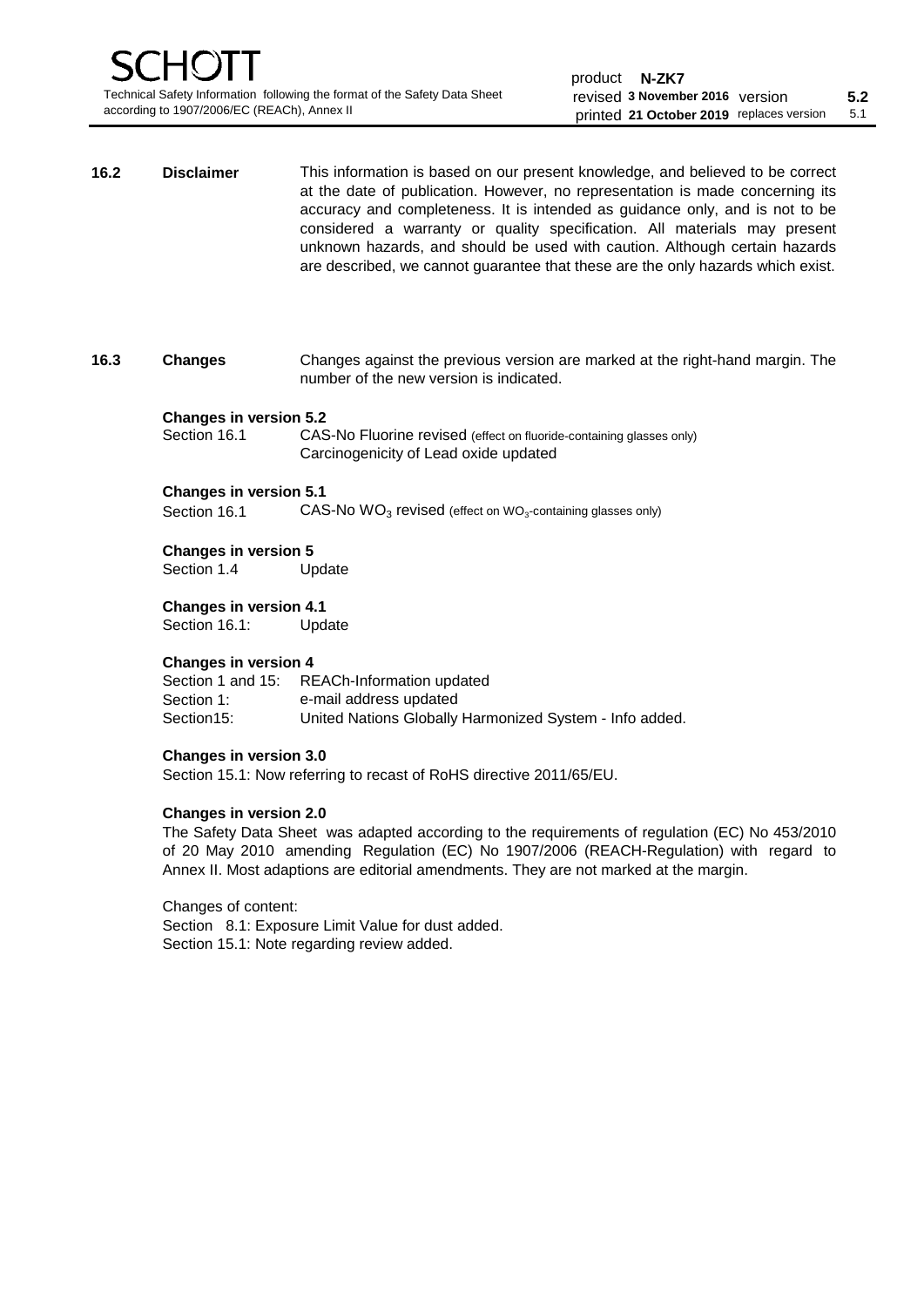**16.2 Disclaimer**

This information is based on our present knowledge, and believed to be correct at the date of publication. However, no representation is made concerning its accuracy and completeness. It is intended as guidance only, and is not to be considered a warranty or quality specification. All materials may present unknown hazards, and should be used with caution. Although certain hazards are described, we cannot guarantee that these are the only hazards which exist.

**16.3 Changes**

Changes against the previous version are marked at the right-hand margin. The number of the new version is indicated.

**Changes in version 5.2**

Section 16.1 CAS-No Fluorine revised (effect on fluoride-containing glasses only)
Carcinogenicity of Lead oxide updated

**Changes in version 5.1**

Section 16.1 CAS-No $WO_3$ revised (effect on $WO_3$-containing glasses only)

**Changes in version 5**

Section 1.4 Update

**Changes in version 4.1**

Section 16.1: Update

**Changes in version 4**

Section 1 and 15: REACh-Information updated
Section 1: e-mail address updated
Section15: United Nations Globally Harmonized System - Info added.

**Changes in version 3.0**

Section 15.1: Now referring to recast of RoHS directive 2011/65/EU.

**Changes in version 2.0**

The Safety Data Sheet was adapted according to the requirements of regulation (EC) No 453/2010 of 20 May 2010 amending Regulation (EC) No 1907/2006 (REACH-Regulation) with regard to Annex II. Most adaptions are editorial amendments. They are not marked at the margin.

Changes of content:
Section 8.1: Exposure Limit Value for dust added.
Section 15.1: Note regarding review added.